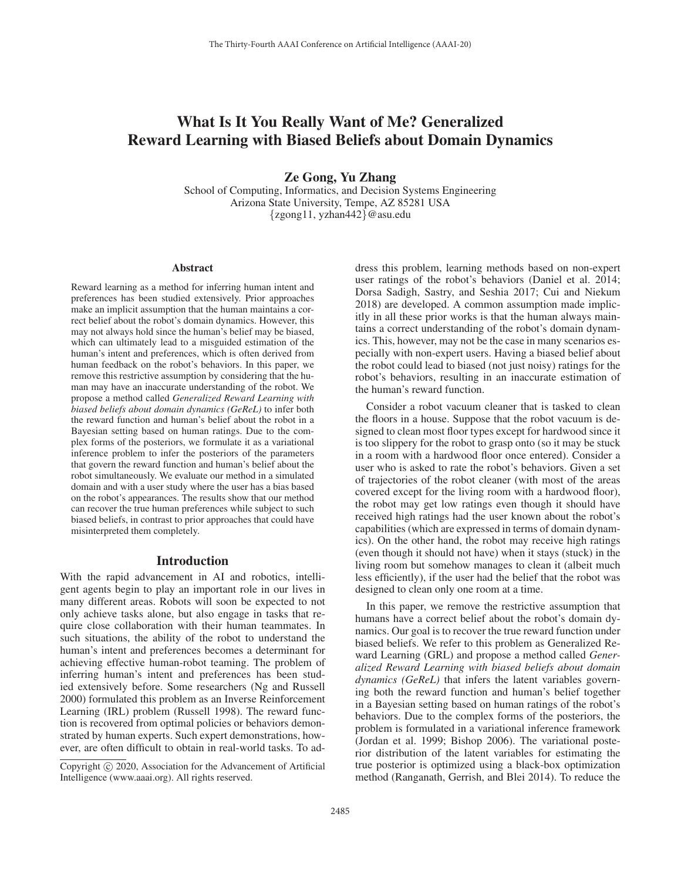# What Is It You Really Want of Me? Generalized Reward Learning with Biased Beliefs about Domain Dynamics

**Ze Gong, Yu Zhang**

School of Computing, Informatics, and Decision Systems Engineering
Arizona State University, Tempe, AZ 85281 USA
{zgong11, yzhan442}@asu.edu

## Abstract

Reward learning as a method for inferring human intent and preferences has been studied extensively. Prior approaches make an implicit assumption that the human maintains a correct belief about the robot's domain dynamics. However, this may not always hold since the human's belief may be biased, which can ultimately lead to a misguided estimation of the human's intent and preferences, which is often derived from human feedback on the robot's behaviors. In this paper, we remove this restrictive assumption by considering that the human may have an inaccurate understanding of the robot. We propose a method called *Generalized Reward Learning with biased beliefs about domain dynamics (GeReL)* to infer both the reward function and human's belief about the robot in a Bayesian setting based on human ratings. Due to the complex forms of the posteriors, we formulate it as a variational inference problem to infer the posteriors of the parameters that govern the reward function and human's belief about the robot simultaneously. We evaluate our method in a simulated domain and with a user study where the user has a bias based on the robot's appearances. The results show that our method can recover the true human preferences while subject to such biased beliefs, in contrast to prior approaches that could have misinterpreted them completely.

## Introduction

With the rapid advancement in AI and robotics, intelligent agents begin to play an important role in our lives in many different areas. Robots will soon be expected to not only achieve tasks alone, but also engage in tasks that require close collaboration with their human teammates. In such situations, the ability of the robot to understand the human's intent and preferences becomes a determinant for achieving effective human-robot teaming. The problem of inferring human's intent and preferences has been studied extensively before. Some researchers (Ng and Russell 2000) formulated this problem as an Inverse Reinforcement Learning (IRL) problem (Russell 1998). The reward function is recovered from optimal policies or behaviors demonstrated by human experts. Such expert demonstrations, however, are often difficult to obtain in real-world tasks. To address this problem, learning methods based on non-expert user ratings of the robot's behaviors (Daniel et al. 2014; Dorsa Sadigh, Sastry, and Seshia 2017; Cui and Niekum 2018) are developed. A common assumption made implicitly in all these prior works is that the human always maintains a correct understanding of the robot's domain dynamics. This, however, may not be the case in many scenarios especially with non-expert users. Having a biased belief about the robot could lead to biased (not just noisy) ratings for the robot's behaviors, resulting in an inaccurate estimation of the human's reward function.

Consider a robot vacuum cleaner that is tasked to clean the floors in a house. Suppose that the robot vacuum is designed to clean most floor types except for hardwood since it is too slippery for the robot to grasp onto (so it may be stuck in a room with a hardwood floor once entered). Consider a user who is asked to rate the robot's behaviors. Given a set of trajectories of the robot cleaner (with most of the areas covered except for the living room with a hardwood floor), the robot may get low ratings even though it should have received high ratings had the user known about the robot's capabilities (which are expressed in terms of domain dynamics). On the other hand, the robot may receive high ratings (even though it should not have) when it stays (stuck) in the living room but somehow manages to clean it (albeit much less efficiently), if the user had the belief that the robot was designed to clean only one room at a time.

In this paper, we remove the restrictive assumption that humans have a correct belief about the robot's domain dynamics. Our goal is to recover the true reward function under biased beliefs. We refer to this problem as Generalized Reward Learning (GRL) and propose a method called *Generalized Reward Learning with biased beliefs about domain dynamics (GeReL)* that infers the latent variables governing both the reward function and human's belief together in a Bayesian setting based on human ratings of the robot's behaviors. Due to the complex forms of the posteriors, the problem is formulated in a variational inference framework (Jordan et al. 1999; Bishop 2006). The variational posterior distribution of the latent variables for estimating the true posterior is optimized using a black-box optimization method (Ranganath, Gerrish, and Blei 2014). To reduce the

Copyright © 2020, Association for the Advancement of Artificial Intelligence (www.aaai.org). All rights reserved.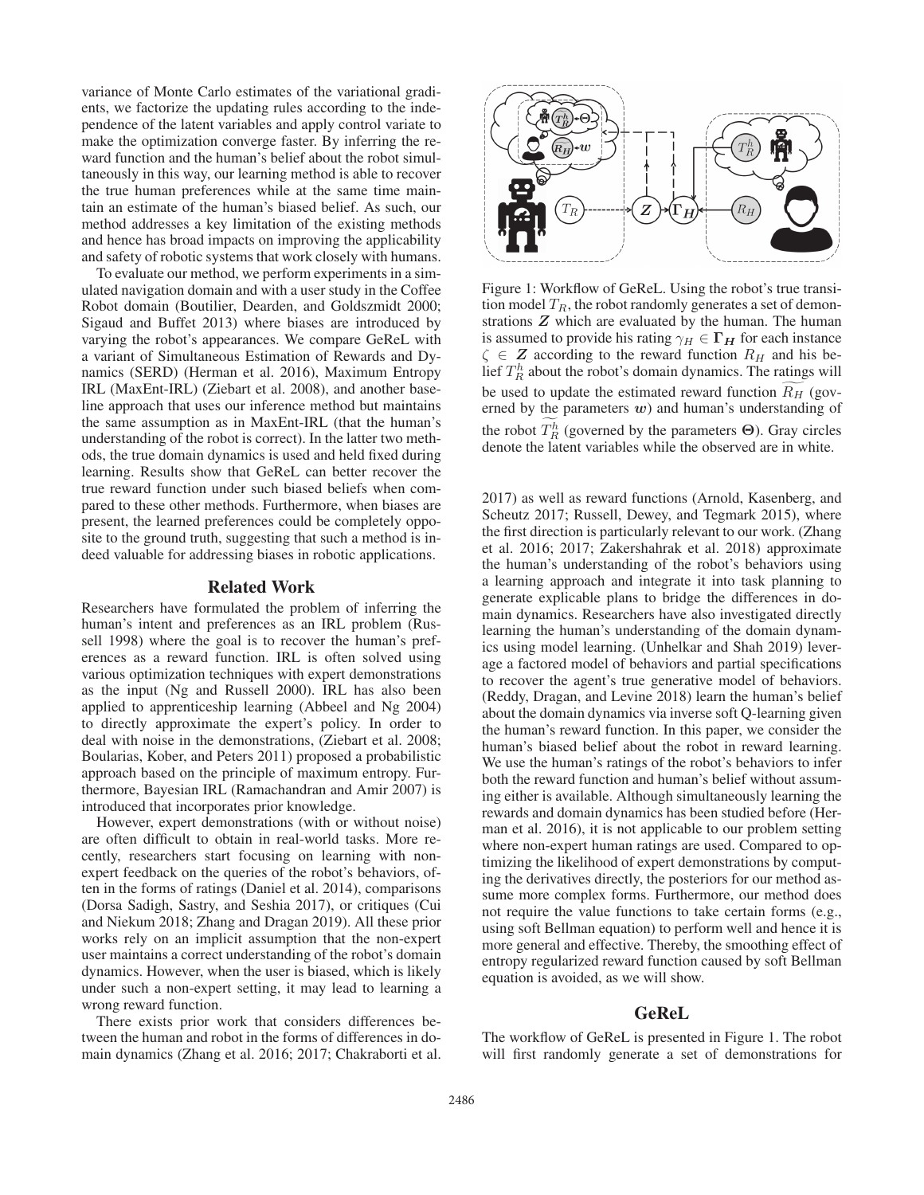variance of Monte Carlo estimates of the variational gradients, we factorize the updating rules according to the independence of the latent variables and apply control variate to make the optimization converge faster. By inferring the reward function and the human's belief about the robot simultaneously in this way, our learning method is able to recover the true human preferences while at the same time maintain an estimate of the human's biased belief. As such, our method addresses a key limitation of the existing methods and hence has broad impacts on improving the applicability and safety of robotic systems that work closely with humans.

To evaluate our method, we perform experiments in a simulated navigation domain and with a user study in the Coffee Robot domain (Boutilier, Dearden, and Goldszmidt 2000; Sigaud and Buffet 2013) where biases are introduced by varying the robot's appearances. We compare GeReL with a variant of Simultaneous Estimation of Rewards and Dynamics (SERD) (Herman et al. 2016), Maximum Entropy IRL (MaxEnt-IRL) (Ziebart et al. 2008), and another baseline approach that uses our inference method but maintains the same assumption as in MaxEnt-IRL (that the human's understanding of the robot is correct). In the latter two methods, the true domain dynamics is used and held fixed during learning. Results show that GeReL can better recover the true reward function under such biased beliefs when compared to these other methods. Furthermore, when biases are present, the learned preferences could be completely opposite to the ground truth, suggesting that such a method is indeed valuable for addressing biases in robotic applications.

## Related Work

Researchers have formulated the problem of inferring the human's intent and preferences as an IRL problem (Russell 1998) where the goal is to recover the human's preferences as a reward function. IRL is often solved using various optimization techniques with expert demonstrations as the input (Ng and Russell 2000). IRL has also been applied to apprenticeship learning (Abbeel and Ng 2004) to directly approximate the expert's policy. In order to deal with noise in the demonstrations, (Ziebart et al. 2008; Boularias, Kober, and Peters 2011) proposed a probabilistic approach based on the principle of maximum entropy. Furthermore, Bayesian IRL (Ramachandran and Amir 2007) is introduced that incorporates prior knowledge.

However, expert demonstrations (with or without noise) are often difficult to obtain in real-world tasks. More recently, researchers start focusing on learning with non-expert feedback on the queries of the robot's behaviors, often in the forms of ratings (Daniel et al. 2014), comparisons (Dorsa Sadigh, Sastry, and Seshia 2017), or critiques (Cui and Niekum 2018; Zhang and Dragan 2019). All these prior works rely on an implicit assumption that the non-expert user maintains a correct understanding of the robot's domain dynamics. However, when the user is biased, which is likely under such a non-expert setting, it may lead to learning a wrong reward function.

There exists prior work that considers differences between the human and robot in the forms of differences in domain dynamics (Zhang et al. 2016; 2017; Chakraborti et al. 2017) as well as reward functions (Arnold, Kasenberg, and Scheutz 2017; Russell, Dewey, and Tegmark 2015), where the first direction is particularly relevant to our work. (Zhang et al. 2016; 2017; Zakershahrak et al. 2018) approximate the human's understanding of the robot's behaviors using a learning approach and integrate it into task planning to generate explicable plans to bridge the differences in domain dynamics. Researchers have also investigated directly learning the human's understanding of the domain dynamics using model learning. (Unhelkar and Shah 2019) leverage a factored model of behaviors and partial specifications to recover the agent's true generative model of behaviors. (Reddy, Dragan, and Levine 2018) learn the human's belief about the domain dynamics via inverse soft Q-learning given the human's reward function. In this paper, we consider the human's biased belief about the robot in reward learning. We use the human's ratings of the robot's behaviors to infer both the reward function and human's belief without assuming either is available. Although simultaneously learning the rewards and domain dynamics has been studied before (Herman et al. 2016), it is not applicable to our problem setting where non-expert human ratings are used. Compared to optimizing the likelihood of expert demonstrations by computing the derivatives directly, the posteriors for our method assume more complex forms. Furthermore, our method does not require the value functions to take certain forms (e.g., using soft Bellman equation) to perform well and hence it is more general and effective. Thereby, the smoothing effect of entropy regularized reward function caused by soft Bellman equation is avoided, as we will show.

Figure 1: Workflow of GeReL. Using the robot's true transition model $T_R$, the robot randomly generates a set of demonstrations $\boldsymbol{Z}$ which are evaluated by the human. The human is assumed to provide his rating $\gamma_H \in \boldsymbol{\Gamma_H}$ for each instance $\zeta \in \boldsymbol{Z}$ according to the reward function $R_H$ and his belief $T_R^h$ about the robot's domain dynamics. The ratings will be used to update the estimated reward function $\widetilde{R_H}$ (governed by the parameters $\boldsymbol{w}$) and human's understanding of the robot $\widetilde{T_R^h}$ (governed by the parameters $\boldsymbol{\Theta}$). Gray circles denote the latent variables while the observed are in white.

## GeReL

The workflow of GeReL is presented in Figure 1. The robot will first randomly generate a set of demonstrations for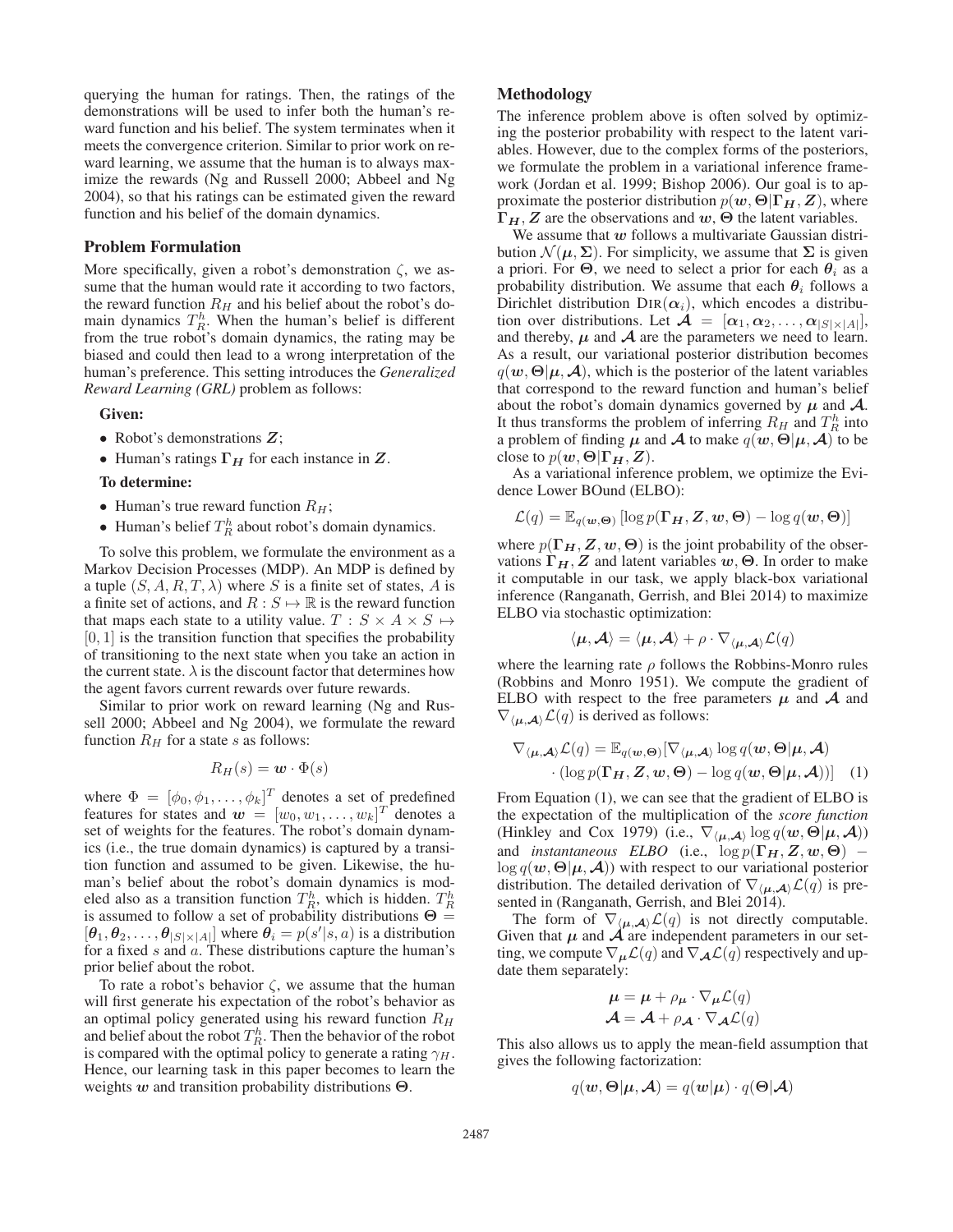querying the human for ratings. Then, the ratings of the demonstrations will be used to infer both the human's reward function and his belief. The system terminates when it meets the convergence criterion. Similar to prior work on reward learning, we assume that the human is to always maximize the rewards (Ng and Russell 2000; Abbeel and Ng 2004), so that his ratings can be estimated given the reward function and his belief of the domain dynamics.

## Problem Formulation

More specifically, given a robot's demonstration $\zeta$, we assume that the human would rate it according to two factors, the reward function $R_H$ and his belief about the robot's domain dynamics $T_R^h$. When the human's belief is different from the true robot's domain dynamics, the rating may be biased and could then lead to a wrong interpretation of the human's preference. This setting introduces the *Generalized Reward Learning (GRL)* problem as follows:

**Given:**

- Robot's demonstrations $\boldsymbol{Z}$;
- Human's ratings $\boldsymbol{\Gamma_H}$ for each instance in $\boldsymbol{Z}$.

**To determine:**

- Human's true reward function $R_H$;
- Human's belief $T_R^h$ about robot's domain dynamics.

To solve this problem, we formulate the environment as a Markov Decision Processes (MDP). An MDP is defined by a tuple $(S, A, R, T, \lambda)$ where $S$ is a finite set of states, $A$ is a finite set of actions, and $R : S \mapsto \mathbb{R}$ is the reward function that maps each state to a utility value. $T : S \times A \times S \mapsto [0, 1]$ is the transition function that specifies the probability of transitioning to the next state when you take an action in the current state. $\lambda$ is the discount factor that determines how the agent favors current rewards over future rewards.

Similar to prior work on reward learning (Ng and Russell 2000; Abbeel and Ng 2004), we formulate the reward function $R_H$ for a state $s$ as follows:

$$R_H(s) = \boldsymbol{w} \cdot \Phi(s)$$

where $\Phi = [\phi_0, \phi_1, \ldots, \phi_k]^T$ denotes a set of predefined features for states and $\boldsymbol{w} = [w_0, w_1, \ldots, w_k]^T$ denotes a set of weights for the features. The robot's domain dynamics (i.e., the true domain dynamics) is captured by a transition function and assumed to be given. Likewise, the human's belief about the robot's domain dynamics is modeled also as a transition function $T_R^h$, which is hidden. $T_R^h$ is assumed to follow a set of probability distributions $\boldsymbol{\Theta} = [\boldsymbol{\theta}_1, \boldsymbol{\theta}_2, \ldots, \boldsymbol{\theta}_{|S|\times|A|}]$ where $\boldsymbol{\theta}_i = p(s'|s, a)$ is a distribution for a fixed $s$ and $a$. These distributions capture the human's prior belief about the robot.

To rate a robot's behavior $\zeta$, we assume that the human will first generate his expectation of the robot's behavior as an optimal policy generated using his reward function $R_H$ and belief about the robot $T_R^h$. Then the behavior of the robot is compared with the optimal policy to generate a rating $\gamma_H$. Hence, our learning task in this paper becomes to learn the weights $\boldsymbol{w}$ and transition probability distributions $\boldsymbol{\Theta}$.

## Methodology

The inference problem above is often solved by optimizing the posterior probability with respect to the latent variables. However, due to the complex forms of the posteriors, we formulate the problem in a variational inference framework (Jordan et al. 1999; Bishop 2006). Our goal is to approximate the posterior distribution $p(\boldsymbol{w}, \boldsymbol{\Theta}|\boldsymbol{\Gamma_H}, \boldsymbol{Z})$, where $\boldsymbol{\Gamma_H}, \boldsymbol{Z}$ are the observations and $\boldsymbol{w}, \boldsymbol{\Theta}$ the latent variables.

We assume that $\boldsymbol{w}$ follows a multivariate Gaussian distribution $\mathcal{N}(\boldsymbol{\mu}, \boldsymbol{\Sigma})$. For simplicity, we assume that $\boldsymbol{\Sigma}$ is given a priori. For $\boldsymbol{\Theta}$, we need to select a prior for each $\boldsymbol{\theta}_i$ as a probability distribution. We assume that each $\boldsymbol{\theta}_i$ follows a Dirichlet distribution $\textsc{Dir}(\boldsymbol{\alpha}_i)$, which encodes a distribution over distributions. Let $\boldsymbol{\mathcal{A}} = [\boldsymbol{\alpha}_1, \boldsymbol{\alpha}_2, \ldots, \boldsymbol{\alpha}_{|S|\times|A|}]$, and thereby, $\boldsymbol{\mu}$ and $\boldsymbol{\mathcal{A}}$ are the parameters we need to learn. As a result, our variational posterior distribution becomes $q(\boldsymbol{w}, \boldsymbol{\Theta}|\boldsymbol{\mu}, \boldsymbol{\mathcal{A}})$, which is the posterior of the latent variables that correspond to the reward function and human's belief about the robot's domain dynamics governed by $\boldsymbol{\mu}$ and $\boldsymbol{\mathcal{A}}$. It thus transforms the problem of inferring $R_H$ and $T_R^h$ into a problem of finding $\boldsymbol{\mu}$ and $\boldsymbol{\mathcal{A}}$ to make $q(\boldsymbol{w}, \boldsymbol{\Theta}|\boldsymbol{\mu}, \boldsymbol{\mathcal{A}})$ to be close to $p(\boldsymbol{w}, \boldsymbol{\Theta}|\boldsymbol{\Gamma_H}, \boldsymbol{Z})$.

As a variational inference problem, we optimize the Evidence Lower BOund (ELBO):

$$\mathcal{L}(q) = \mathbb{E}_{q(\boldsymbol{w},\boldsymbol{\Theta})}\left[\log p(\boldsymbol{\Gamma_H}, \boldsymbol{Z}, \boldsymbol{w}, \boldsymbol{\Theta}) - \log q(\boldsymbol{w}, \boldsymbol{\Theta})\right]$$

where $p(\boldsymbol{\Gamma_H}, \boldsymbol{Z}, \boldsymbol{w}, \boldsymbol{\Theta})$ is the joint probability of the observations $\boldsymbol{\Gamma_H}, \boldsymbol{Z}$ and latent variables $\boldsymbol{w}, \boldsymbol{\Theta}$. In order to make it computable in our task, we apply black-box variational inference (Ranganath, Gerrish, and Blei 2014) to maximize ELBO via stochastic optimization:

$$\langle\boldsymbol{\mu}, \boldsymbol{\mathcal{A}}\rangle = \langle\boldsymbol{\mu}, \boldsymbol{\mathcal{A}}\rangle + \rho \cdot \nabla_{\langle\boldsymbol{\mu},\boldsymbol{\mathcal{A}}\rangle}\mathcal{L}(q)$$

where the learning rate $\rho$ follows the Robbins-Monro rules (Robbins and Monro 1951). We compute the gradient of ELBO with respect to the free parameters $\boldsymbol{\mu}$ and $\boldsymbol{\mathcal{A}}$ and $\nabla_{\langle\boldsymbol{\mu},\boldsymbol{\mathcal{A}}\rangle}\mathcal{L}(q)$ is derived as follows:

$$\begin{aligned}\nabla_{\langle\boldsymbol{\mu},\boldsymbol{\mathcal{A}}\rangle}\mathcal{L}(q) = \mathbb{E}_{q(\boldsymbol{w},\boldsymbol{\Theta})}&[\nabla_{\langle\boldsymbol{\mu},\boldsymbol{\mathcal{A}}\rangle}\log q(\boldsymbol{w}, \boldsymbol{\Theta}|\boldsymbol{\mu}, \boldsymbol{\mathcal{A}}) \\ &\cdot (\log p(\boldsymbol{\Gamma_H}, \boldsymbol{Z}, \boldsymbol{w}, \boldsymbol{\Theta}) - \log q(\boldsymbol{w}, \boldsymbol{\Theta}|\boldsymbol{\mu}, \boldsymbol{\mathcal{A}}))] \quad (1)\end{aligned}$$

From Equation (1), we can see that the gradient of ELBO is the expectation of the multiplication of the *score function* (Hinkley and Cox 1979) (i.e., $\nabla_{\langle\boldsymbol{\mu},\boldsymbol{\mathcal{A}}\rangle}\log q(\boldsymbol{w}, \boldsymbol{\Theta}|\boldsymbol{\mu}, \boldsymbol{\mathcal{A}})$) and *instantaneous ELBO* (i.e., $\log p(\boldsymbol{\Gamma_H}, \boldsymbol{Z}, \boldsymbol{w}, \boldsymbol{\Theta}) - \log q(\boldsymbol{w}, \boldsymbol{\Theta}|\boldsymbol{\mu}, \boldsymbol{\mathcal{A}})$) with respect to our variational posterior distribution. The detailed derivation of $\nabla_{\langle\boldsymbol{\mu},\boldsymbol{\mathcal{A}}\rangle}\mathcal{L}(q)$ is presented in (Ranganath, Gerrish, and Blei 2014).

The form of $\nabla_{\langle\boldsymbol{\mu},\boldsymbol{\mathcal{A}}\rangle}\mathcal{L}(q)$ is not directly computable. Given that $\boldsymbol{\mu}$ and $\boldsymbol{\mathcal{A}}$ are independent parameters in our setting, we compute $\nabla_{\boldsymbol{\mu}}\mathcal{L}(q)$ and $\nabla_{\boldsymbol{\mathcal{A}}}\mathcal{L}(q)$ respectively and update them separately:

$$\begin{aligned}\boldsymbol{\mu} &= \boldsymbol{\mu} + \rho_{\boldsymbol{\mu}} \cdot \nabla_{\boldsymbol{\mu}}\mathcal{L}(q) \\ \boldsymbol{\mathcal{A}} &= \boldsymbol{\mathcal{A}} + \rho_{\boldsymbol{\mathcal{A}}} \cdot \nabla_{\boldsymbol{\mathcal{A}}}\mathcal{L}(q)\end{aligned}$$

This also allows us to apply the mean-field assumption that gives the following factorization:

$$q(\boldsymbol{w}, \boldsymbol{\Theta}|\boldsymbol{\mu}, \boldsymbol{\mathcal{A}}) = q(\boldsymbol{w}|\boldsymbol{\mu}) \cdot q(\boldsymbol{\Theta}|\boldsymbol{\mathcal{A}})$$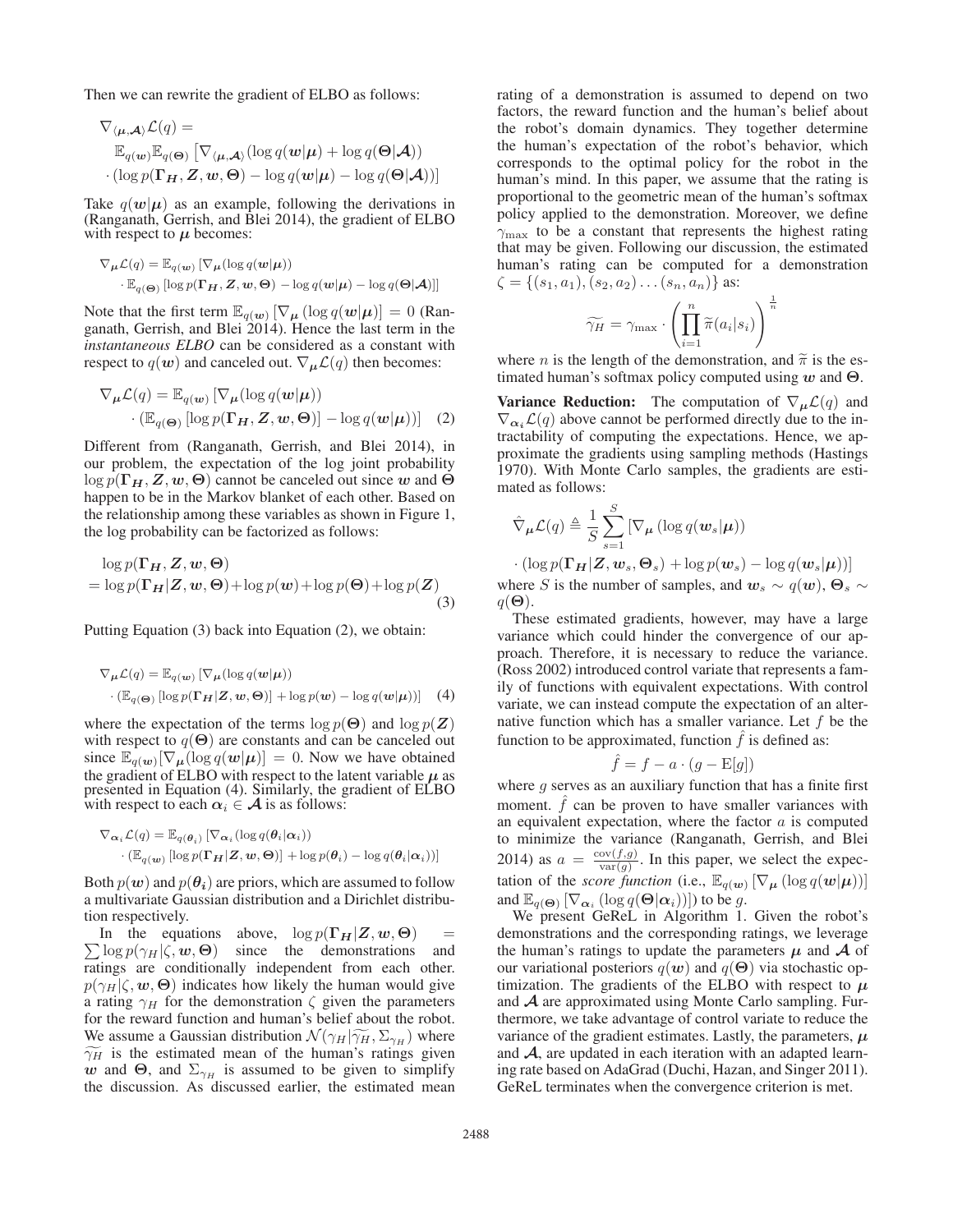Then we can rewrite the gradient of ELBO as follows:

$$
\begin{aligned}
\nabla_{\langle \boldsymbol{\mu}, \boldsymbol{\mathcal{A}} \rangle} \mathcal{L}(q) = \\
\mathbb{E}_{q(\boldsymbol{w})} \mathbb{E}_{q(\boldsymbol{\Theta})} \left[ \nabla_{\langle \boldsymbol{\mu}, \boldsymbol{\mathcal{A}} \rangle} (\log q(\boldsymbol{w}|\boldsymbol{\mu}) + \log q(\boldsymbol{\Theta}|\boldsymbol{\mathcal{A}})) \right. \\
\left. \cdot (\log p(\boldsymbol{\Gamma_H}, \boldsymbol{Z}, \boldsymbol{w}, \boldsymbol{\Theta}) - \log q(\boldsymbol{w}|\boldsymbol{\mu}) - \log q(\boldsymbol{\Theta}|\boldsymbol{\mathcal{A}})) \right]
\end{aligned}
$$

Take $q(\boldsymbol{w}|\boldsymbol{\mu})$ as an example, following the derivations in (Ranganath, Gerrish, and Blei 2014), the gradient of ELBO with respect to $\boldsymbol{\mu}$ becomes:

$$
\begin{aligned}
\nabla_{\boldsymbol{\mu}} \mathcal{L}(q) = \mathbb{E}_{q(\boldsymbol{w})} \left[ \nabla_{\boldsymbol{\mu}} (\log q(\boldsymbol{w}|\boldsymbol{\mu})) \right. \\
\left. \cdot \mathbb{E}_{q(\boldsymbol{\Theta})} \left[ \log p(\boldsymbol{\Gamma_H}, \boldsymbol{Z}, \boldsymbol{w}, \boldsymbol{\Theta}) - \log q(\boldsymbol{w}|\boldsymbol{\mu}) - \log q(\boldsymbol{\Theta}|\boldsymbol{\mathcal{A}}) \right] \right]
\end{aligned}
$$

Note that the first term $\mathbb{E}_{q(\boldsymbol{w})} \left[ \nabla_{\boldsymbol{\mu}} (\log q(\boldsymbol{w}|\boldsymbol{\mu})) \right] = 0$ (Ranganath, Gerrish, and Blei 2014). Hence the last term in the *instantaneous ELBO* can be considered as a constant with respect to $q(\boldsymbol{w})$ and canceled out. $\nabla_{\boldsymbol{\mu}} \mathcal{L}(q)$ then becomes:

$$
\begin{aligned}
\nabla_{\boldsymbol{\mu}} \mathcal{L}(q) = \mathbb{E}_{q(\boldsymbol{w})} \left[ \nabla_{\boldsymbol{\mu}} (\log q(\boldsymbol{w}|\boldsymbol{\mu})) \right. \\
\left. \cdot \left( \mathbb{E}_{q(\boldsymbol{\Theta})} \left[ \log p(\boldsymbol{\Gamma_H}, \boldsymbol{Z}, \boldsymbol{w}, \boldsymbol{\Theta}) \right] - \log q(\boldsymbol{w}|\boldsymbol{\mu}) \right) \right] \quad (2)
\end{aligned}
$$

Different from (Ranganath, Gerrish, and Blei 2014), in our problem, the expectation of the log joint probability $\log p(\boldsymbol{\Gamma_H}, \boldsymbol{Z}, \boldsymbol{w}, \boldsymbol{\Theta})$ cannot be canceled out since $\boldsymbol{w}$ and $\boldsymbol{\Theta}$ happen to be in the Markov blanket of each other. Based on the relationship among these variables as shown in Figure 1, the log probability can be factorized as follows:

$$
\begin{aligned}
&\log p(\boldsymbol{\Gamma_H}, \boldsymbol{Z}, \boldsymbol{w}, \boldsymbol{\Theta}) \\
&= \log p(\boldsymbol{\Gamma_H}|\boldsymbol{Z}, \boldsymbol{w}, \boldsymbol{\Theta}) + \log p(\boldsymbol{w}) + \log p(\boldsymbol{\Theta}) + \log p(\boldsymbol{Z}) \quad (3)
\end{aligned}
$$

Putting Equation (3) back into Equation (2), we obtain:

$$
\begin{aligned}
\nabla_{\boldsymbol{\mu}} \mathcal{L}(q) = \mathbb{E}_{q(\boldsymbol{w})} \left[ \nabla_{\boldsymbol{\mu}} (\log q(\boldsymbol{w}|\boldsymbol{\mu})) \right. \\
\left. \cdot \left( \mathbb{E}_{q(\boldsymbol{\Theta})} \left[ \log p(\boldsymbol{\Gamma_H}|\boldsymbol{Z}, \boldsymbol{w}, \boldsymbol{\Theta}) \right] + \log p(\boldsymbol{w}) - \log q(\boldsymbol{w}|\boldsymbol{\mu}) \right) \right] \quad (4)
\end{aligned}
$$

where the expectation of the terms $\log p(\boldsymbol{\Theta})$ and $\log p(\boldsymbol{Z})$ with respect to $q(\boldsymbol{\Theta})$ are constants and can be canceled out since $\mathbb{E}_{q(\boldsymbol{w})}[\nabla_{\boldsymbol{\mu}} (\log q(\boldsymbol{w}|\boldsymbol{\mu})] = 0$. Now we have obtained the gradient of ELBO with respect to the latent variable $\boldsymbol{\mu}$ as presented in Equation (4). Similarly, the gradient of ELBO with respect to each $\boldsymbol{\alpha}_i \in \boldsymbol{\mathcal{A}}$ is as follows:

$$
\begin{aligned}
\nabla_{\boldsymbol{\alpha}_i} \mathcal{L}(q) = \mathbb{E}_{q(\boldsymbol{\theta}_i)} \left[ \nabla_{\boldsymbol{\alpha}_i} (\log q(\boldsymbol{\theta}_i|\boldsymbol{\alpha}_i)) \right. \\
\left. \cdot \left( \mathbb{E}_{q(\boldsymbol{w})} \left[ \log p(\boldsymbol{\Gamma_H}|\boldsymbol{Z}, \boldsymbol{w}, \boldsymbol{\Theta}) \right] + \log p(\boldsymbol{\theta}_i) - \log q(\boldsymbol{\theta}_i|\boldsymbol{\alpha}_i) \right) \right]
\end{aligned}
$$

Both $p(\boldsymbol{w})$ and $p(\boldsymbol{\theta_i})$ are priors, which are assumed to follow a multivariate Gaussian distribution and a Dirichlet distribution respectively.

In the equations above, $\log p(\boldsymbol{\Gamma_H}|\boldsymbol{Z}, \boldsymbol{w}, \boldsymbol{\Theta}) = \sum \log p(\gamma_H|\zeta, \boldsymbol{w}, \boldsymbol{\Theta})$ since the demonstrations and ratings are conditionally independent from each other. $p(\gamma_H|\zeta, \boldsymbol{w}, \boldsymbol{\Theta})$ indicates how likely the human would give a rating $\gamma_H$ for the demonstration $\zeta$ given the parameters for the reward function and human's belief about the robot. We assume a Gaussian distribution $\mathcal{N}(\gamma_H|\widetilde{\gamma_H}, \Sigma_{\gamma_H})$ where $\widetilde{\gamma_H}$ is the estimated mean of the human's ratings given $\boldsymbol{w}$ and $\boldsymbol{\Theta}$, and $\Sigma_{\gamma_H}$ is assumed to be given to simplify the discussion. As discussed earlier, the estimated mean rating of a demonstration is assumed to depend on two factors, the reward function and the human's belief about the robot's domain dynamics. They together determine the human's expectation of the robot's behavior, which corresponds to the optimal policy for the robot in the human's mind. In this paper, we assume that the rating is proportional to the geometric mean of the human's softmax policy applied to the demonstration. Moreover, we define $\gamma_{\max}$ to be a constant that represents the highest rating that may be given. Following our discussion, the estimated human's rating can be computed for a demonstration $\zeta = \{(s_1, a_1), (s_2, a_2) \ldots (s_n, a_n)\}$ as:

$$
\widetilde{\gamma_H} = \gamma_{\max} \cdot \left( \prod_{i=1}^{n} \widetilde{\pi}(a_i|s_i) \right)^{\frac{1}{n}}
$$

where $n$ is the length of the demonstration, and $\widetilde{\pi}$ is the estimated human's softmax policy computed using $\boldsymbol{w}$ and $\boldsymbol{\Theta}$.

**Variance Reduction:** The computation of $\nabla_{\boldsymbol{\mu}} \mathcal{L}(q)$ and $\nabla_{\boldsymbol{\alpha}_i} \mathcal{L}(q)$ above cannot be performed directly due to the intractability of computing the expectations. Hence, we approximate the gradients using sampling methods (Hastings 1970). With Monte Carlo samples, the gradients are estimated as follows:

$$
\begin{aligned}
\hat{\nabla}_{\boldsymbol{\mu}} \mathcal{L}(q) \triangleq \frac{1}{S} \sum_{s=1}^{S} \left[ \nabla_{\boldsymbol{\mu}} (\log q(\boldsymbol{w}_s|\boldsymbol{\mu})) \right. \\
\left. \cdot (\log p(\boldsymbol{\Gamma_H}|\boldsymbol{Z}, \boldsymbol{w}_s, \boldsymbol{\Theta}_s) + \log p(\boldsymbol{w}_s) - \log q(\boldsymbol{w}_s|\boldsymbol{\mu})) \right]
\end{aligned}
$$

where $S$ is the number of samples, and $\boldsymbol{w}_s \sim q(\boldsymbol{w})$, $\boldsymbol{\Theta}_s \sim q(\boldsymbol{\Theta})$.

These estimated gradients, however, may have a large variance which could hinder the convergence of our approach. Therefore, it is necessary to reduce the variance. (Ross 2002) introduced control variate that represents a family of functions with equivalent expectations. With control variate, we can instead compute the expectation of an alternative function which has a smaller variance. Let $f$ be the function to be approximated, function $\hat{f}$ is defined as:

$$
\hat{f} = f - a \cdot (g - \mathrm{E}[g])
$$

where $g$ serves as an auxiliary function that has a finite first moment. $\hat{f}$ can be proven to have smaller variances with an equivalent expectation, where the factor $a$ is computed to minimize the variance (Ranganath, Gerrish, and Blei 2014) as $a = \frac{\mathrm{cov}(f,g)}{\mathrm{var}(g)}$. In this paper, we select the expectation of the *score function* (i.e., $\mathbb{E}_{q(\boldsymbol{w})} \left[ \nabla_{\boldsymbol{\mu}} (\log q(\boldsymbol{w}|\boldsymbol{\mu})) \right]$ and $\mathbb{E}_{q(\boldsymbol{\Theta})} \left[ \nabla_{\boldsymbol{\alpha}_i} (\log q(\boldsymbol{\Theta}|\boldsymbol{\alpha}_i)) \right]$) to be $g$.

We present GeReL in Algorithm 1. Given the robot's demonstrations and the corresponding ratings, we leverage the human's ratings to update the parameters $\boldsymbol{\mu}$ and $\boldsymbol{\mathcal{A}}$ of our variational posteriors $q(\boldsymbol{w})$ and $q(\boldsymbol{\Theta})$ via stochastic optimization. The gradients of the ELBO with respect to $\boldsymbol{\mu}$ and $\boldsymbol{\mathcal{A}}$ are approximated using Monte Carlo sampling. Furthermore, we take advantage of control variate to reduce the variance of the gradient estimates. Lastly, the parameters, $\boldsymbol{\mu}$ and $\boldsymbol{\mathcal{A}}$, are updated in each iteration with an adapted learning rate based on AdaGrad (Duchi, Hazan, and Singer 2011). GeReL terminates when the convergence criterion is met.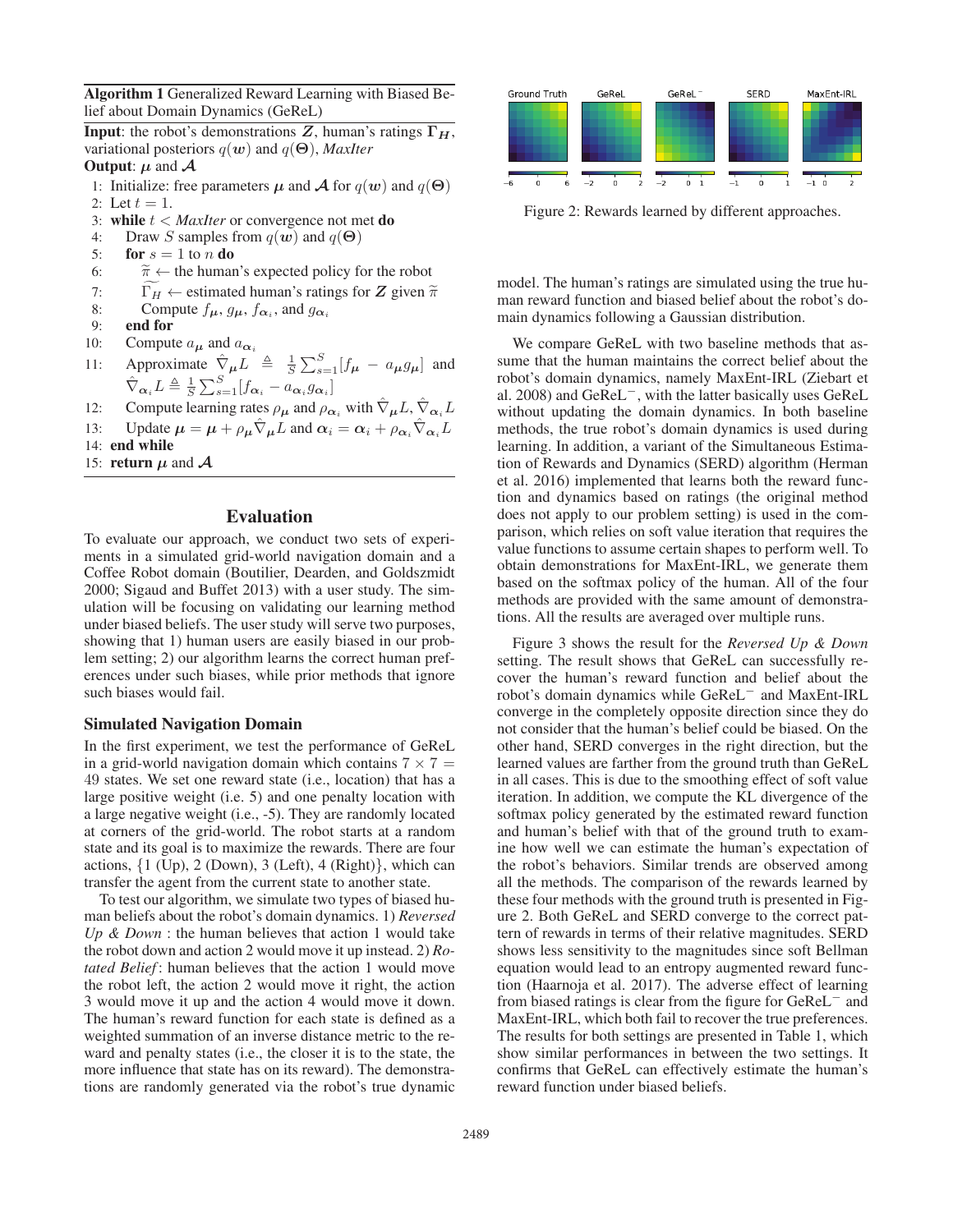**Algorithm 1** Generalized Reward Learning with Biased Belief about Domain Dynamics (GeReL)

**Input**: the robot's demonstrations $\boldsymbol{Z}$, human's ratings $\boldsymbol{\Gamma_H}$, variational posteriors $q(\boldsymbol{w})$ and $q(\boldsymbol{\Theta})$, *MaxIter*
**Output**: $\boldsymbol{\mu}$ and $\boldsymbol{\mathcal{A}}$

1: Initialize: free parameters $\boldsymbol{\mu}$ and $\boldsymbol{\mathcal{A}}$ for $q(\boldsymbol{w})$ and $q(\boldsymbol{\Theta})$
2: Let $t = 1$.
3: **while** $t <$ *MaxIter* or convergence not met **do**
4: Draw $S$ samples from $q(\boldsymbol{w})$ and $q(\boldsymbol{\Theta})$
5: **for** $s = 1$ to $n$ **do**
6: $\widetilde{\pi} \leftarrow$ the human's expected policy for the robot
7: $\widetilde{\Gamma}_H \leftarrow$ estimated human's ratings for $\boldsymbol{Z}$ given $\widetilde{\pi}$
8: Compute $f_{\boldsymbol{\mu}}$, $g_{\boldsymbol{\mu}}$, $f_{\boldsymbol{\alpha}_i}$, and $g_{\boldsymbol{\alpha}_i}$
9: **end for**
10: Compute $a_{\boldsymbol{\mu}}$ and $a_{\boldsymbol{\alpha}_i}$
11: Approximate $\hat{\nabla}_{\boldsymbol{\mu}} L \triangleq \frac{1}{S}\sum_{s=1}^{S}[f_{\boldsymbol{\mu}} - a_{\boldsymbol{\mu}} g_{\boldsymbol{\mu}}]$ and $\hat{\nabla}_{\boldsymbol{\alpha}_i} L \triangleq \frac{1}{S}\sum_{s=1}^{S}[f_{\boldsymbol{\alpha}_i} - a_{\boldsymbol{\alpha}_i} g_{\boldsymbol{\alpha}_i}]$
12: Compute learning rates $\rho_{\boldsymbol{\mu}}$ and $\rho_{\boldsymbol{\alpha}_i}$ with $\hat{\nabla}_{\boldsymbol{\mu}} L, \hat{\nabla}_{\boldsymbol{\alpha}_i} L$
13: Update $\boldsymbol{\mu} = \boldsymbol{\mu} + \rho_{\boldsymbol{\mu}} \hat{\nabla}_{\boldsymbol{\mu}} L$ and $\boldsymbol{\alpha}_i = \boldsymbol{\alpha}_i + \rho_{\boldsymbol{\alpha}_i} \hat{\nabla}_{\boldsymbol{\alpha}_i} L$
14: **end while**
15: **return** $\boldsymbol{\mu}$ and $\boldsymbol{\mathcal{A}}$

## Evaluation

To evaluate our approach, we conduct two sets of experiments in a simulated grid-world navigation domain and a Coffee Robot domain (Boutilier, Dearden, and Goldszmidt 2000; Sigaud and Buffet 2013) with a user study. The simulation will be focusing on validating our learning method under biased beliefs. The user study will serve two purposes, showing that 1) human users are easily biased in our problem setting; 2) our algorithm learns the correct human preferences under such biases, while prior methods that ignore such biases would fail.

### Simulated Navigation Domain

In the first experiment, we test the performance of GeReL in a grid-world navigation domain which contains $7 \times 7 = 49$ states. We set one reward state (i.e., location) that has a large positive weight (i.e. 5) and one penalty location with a large negative weight (i.e., -5). They are randomly located at corners of the grid-world. The robot starts at a random state and its goal is to maximize the rewards. There are four actions, {1 (Up), 2 (Down), 3 (Left), 4 (Right)}, which can transfer the agent from the current state to another state.

To test our algorithm, we simulate two types of biased human beliefs about the robot's domain dynamics. 1) *Reversed Up & Down* : the human believes that action 1 would take the robot down and action 2 would move it up instead. 2) *Rotated Belief*: human believes that the action 1 would move the robot left, the action 2 would move it right, the action 3 would move it up and the action 4 would move it down. The human's reward function for each state is defined as a weighted summation of an inverse distance metric to the reward and penalty states (i.e., the closer it is to the state, the more influence that state has on its reward). The demonstrations are randomly generated via the robot's true dynamic model. The human's ratings are simulated using the true human reward function and biased belief about the robot's domain dynamics following a Gaussian distribution.

Figure 2: Rewards learned by different approaches.

We compare GeReL with two baseline methods that assume that the human maintains the correct belief about the robot's domain dynamics, namely MaxEnt-IRL (Ziebart et al. 2008) and GeReL$^-$, with the latter basically uses GeReL without updating the domain dynamics. In both baseline methods, the true robot's domain dynamics is used during learning. In addition, a variant of the Simultaneous Estimation of Rewards and Dynamics (SERD) algorithm (Herman et al. 2016) implemented that learns both the reward function and dynamics based on ratings (the original method does not apply to our problem setting) is used in the comparison, which relies on soft value iteration that requires the value functions to assume certain shapes to perform well. To obtain demonstrations for MaxEnt-IRL, we generate them based on the softmax policy of the human. All of the four methods are provided with the same amount of demonstrations. All the results are averaged over multiple runs.

Figure 3 shows the result for the *Reversed Up & Down* setting. The result shows that GeReL can successfully recover the human's reward function and belief about the robot's domain dynamics while GeReL$^-$ and MaxEnt-IRL converge in the completely opposite direction since they do not consider that the human's belief could be biased. On the other hand, SERD converges in the right direction, but the learned values are farther from the ground truth than GeReL in all cases. This is due to the smoothing effect of soft value iteration. In addition, we compute the KL divergence of the softmax policy generated by the estimated reward function and human's belief with that of the ground truth to examine how well we can estimate the human's expectation of the robot's behaviors. Similar trends are observed among all the methods. The comparison of the rewards learned by these four methods with the ground truth is presented in Figure 2. Both GeReL and SERD converge to the correct pattern of rewards in terms of their relative magnitudes. SERD shows less sensitivity to the magnitudes since soft Bellman equation would lead to an entropy augmented reward function (Haarnoja et al. 2017). The adverse effect of learning from biased ratings is clear from the figure for GeReL$^-$ and MaxEnt-IRL, which both fail to recover the true preferences. The results for both settings are presented in Table 1, which show similar performances in between the two settings. It confirms that GeReL can effectively estimate the human's reward function under biased beliefs.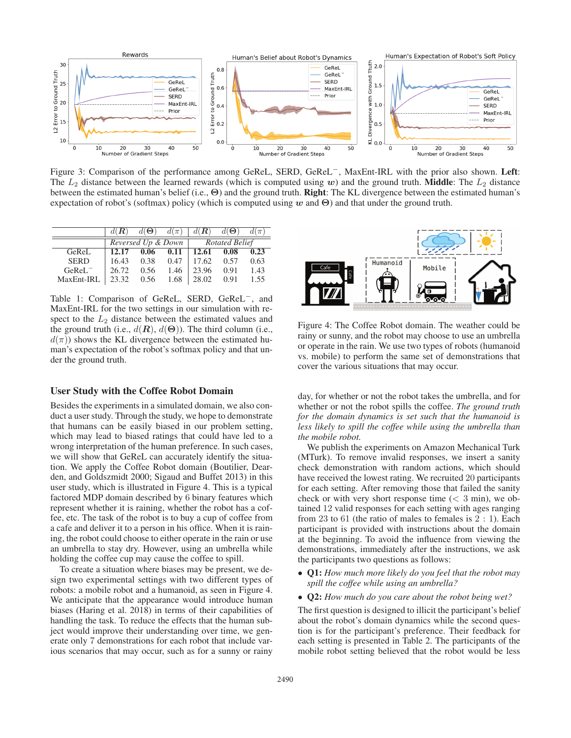Figure 3: Comparison of the performance among GeReL, SERD, GeReL$^-$, MaxEnt-IRL with the prior also shown. **Left**: The $L_2$ distance between the learned rewards (which is computed using $\boldsymbol{w}$) and the ground truth. **Middle**: The $L_2$ distance between the estimated human's belief (i.e., $\boldsymbol{\Theta}$) and the ground truth. **Right**: The KL divergence between the estimated human's expectation of robot's (softmax) policy (which is computed using $\boldsymbol{w}$ and $\boldsymbol{\Theta}$) and that under the ground truth.

| | $d(\boldsymbol{R})$ | $d(\boldsymbol{\Theta})$ | $d(\pi)$ | $d(\boldsymbol{R})$ | $d(\boldsymbol{\Theta})$ | $d(\pi)$ |
|---|---|---|---|---|---|---|
| | *Reversed Up & Down* | | | *Rotated Belief* | | |
| GeReL | **12.17** | **0.06** | **0.11** | **12.61** | **0.08** | **0.23** |
| SERD | 16.43 | 0.38 | 0.47 | 17.62 | 0.57 | 0.63 |
| GeReL$^-$ | 26.72 | 0.56 | 1.46 | 23.96 | 0.91 | 1.43 |
| MaxEnt-IRL | 23.32 | 0.56 | 1.68 | 28.02 | 0.91 | 1.55 |

Table 1: Comparison of GeReL, SERD, GeReL$^-$, and MaxEnt-IRL for the two settings in our simulation with respect to the $L_2$ distance between the estimated values and the ground truth (i.e., $d(\boldsymbol{R})$, $d(\boldsymbol{\Theta})$). The third column (i.e., $d(\pi)$) shows the KL divergence between the estimated human's expectation of the robot's softmax policy and that under the ground truth.

Figure 4: The Coffee Robot domain. The weather could be rainy or sunny, and the robot may choose to use an umbrella or operate in the rain. We use two types of robots (humanoid vs. mobile) to perform the same set of demonstrations that cover the various situations that may occur.

## User Study with the Coffee Robot Domain

Besides the experiments in a simulated domain, we also conduct a user study. Through the study, we hope to demonstrate that humans can be easily biased in our problem setting, which may lead to biased ratings that could have led to a wrong interpretation of the human preference. In such cases, we will show that GeReL can accurately identify the situation. We apply the Coffee Robot domain (Boutilier, Dearden, and Goldszmidt 2000; Sigaud and Buffet 2013) in this user study, which is illustrated in Figure 4. This is a typical factored MDP domain described by 6 binary features which represent whether it is raining, whether the robot has a coffee, etc. The task of the robot is to buy a cup of coffee from a cafe and deliver it to a person in his office. When it is raining, the robot could choose to either operate in the rain or use an umbrella to stay dry. However, using an umbrella while holding the coffee cup may cause the coffee to spill.

To create a situation where biases may be present, we design two experimental settings with two different types of robots: a mobile robot and a humanoid, as seen in Figure 4. We anticipate that the appearance would introduce human biases (Haring et al. 2018) in terms of their capabilities of handling the task. To reduce the effects that the human subject would improve their understanding over time, we generate only 7 demonstrations for each robot that include various scenarios that may occur, such as for a sunny or rainy day, for whether or not the robot takes the umbrella, and for whether or not the robot spills the coffee. *The ground truth for the domain dynamics is set such that the humanoid is less likely to spill the coffee while using the umbrella than the mobile robot.*

We publish the experiments on Amazon Mechanical Turk (MTurk). To remove invalid responses, we insert a sanity check demonstration with random actions, which should have received the lowest rating. We recruited 20 participants for each setting. After removing those that failed the sanity check or with very short response time ($<$ 3 min), we obtained 12 valid responses for each setting with ages ranging from 23 to 61 (the ratio of males to females is 2 : 1). Each participant is provided with instructions about the domain at the beginning. To avoid the influence from viewing the demonstrations, immediately after the instructions, we ask the participants two questions as follows:

- **Q1:** *How much more likely do you feel that the robot may spill the coffee while using an umbrella?*
- **Q2:** *How much do you care about the robot being wet?*

The first question is designed to illicit the participant's belief about the robot's domain dynamics while the second question is for the participant's preference. Their feedback for each setting is presented in Table 2. The participants of the mobile robot setting believed that the robot would be less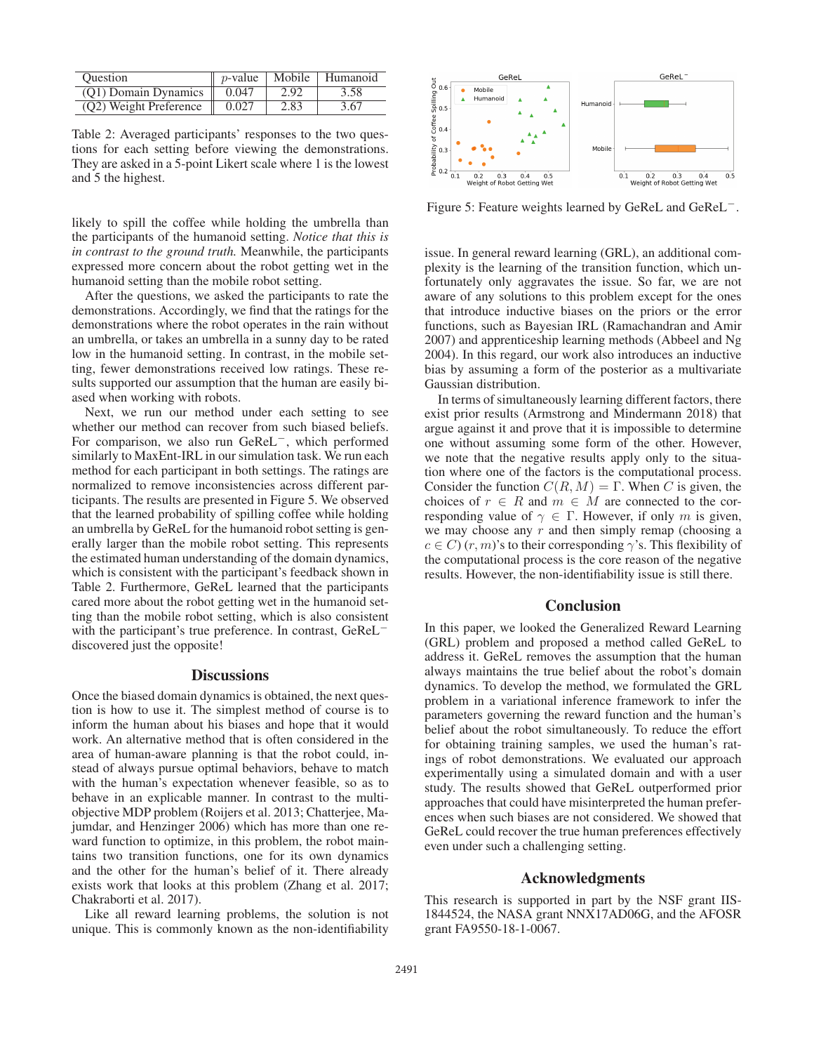| Question | $p$-value | Mobile | Humanoid |
|---|---|---|---|
| (Q1) Domain Dynamics | 0.047 | 2.92 | 3.58 |
| (Q2) Weight Preference | 0.027 | 2.83 | 3.67 |

Table 2: Averaged participants' responses to the two questions for each setting before viewing the demonstrations. They are asked in a 5-point Likert scale where 1 is the lowest and 5 the highest.

likely to spill the coffee while holding the umbrella than the participants of the humanoid setting. *Notice that this is in contrast to the ground truth.* Meanwhile, the participants expressed more concern about the robot getting wet in the humanoid setting than the mobile robot setting.

After the questions, we asked the participants to rate the demonstrations. Accordingly, we find that the ratings for the demonstrations where the robot operates in the rain without an umbrella, or takes an umbrella in a sunny day to be rated low in the humanoid setting. In contrast, in the mobile setting, fewer demonstrations received low ratings. These results supported our assumption that the human are easily biased when working with robots.

Next, we run our method under each setting to see whether our method can recover from such biased beliefs. For comparison, we also run GeReL$^-$, which performed similarly to MaxEnt-IRL in our simulation task. We run each method for each participant in both settings. The ratings are normalized to remove inconsistencies across different participants. The results are presented in Figure 5. We observed that the learned probability of spilling coffee while holding an umbrella by GeReL for the humanoid robot setting is generally larger than the mobile robot setting. This represents the estimated human understanding of the domain dynamics, which is consistent with the participant's feedback shown in Table 2. Furthermore, GeReL learned that the participants cared more about the robot getting wet in the humanoid setting than the mobile robot setting, which is also consistent with the participant's true preference. In contrast, GeReL$^-$ discovered just the opposite!

## Discussions

Once the biased domain dynamics is obtained, the next question is how to use it. The simplest method of course is to inform the human about his biases and hope that it would work. An alternative method that is often considered in the area of human-aware planning is that the robot could, instead of always pursue optimal behaviors, behave to match with the human's expectation whenever feasible, so as to behave in an explicable manner. In contrast to the multi-objective MDP problem (Roijers et al. 2013; Chatterjee, Majumdar, and Henzinger 2006) which has more than one reward function to optimize, in this problem, the robot maintains two transition functions, one for its own dynamics and the other for the human's belief of it. There already exists work that looks at this problem (Zhang et al. 2017; Chakraborti et al. 2017).

Like all reward learning problems, the solution is not unique. This is commonly known as the non-identifiability issue. In general reward learning (GRL), an additional complexity is the learning of the transition function, which unfortunately only aggravates the issue. So far, we are not aware of any solutions to this problem except for the ones that introduce inductive biases on the priors or the error functions, such as Bayesian IRL (Ramachandran and Amir 2007) and apprenticeship learning methods (Abbeel and Ng 2004). In this regard, our work also introduces an inductive bias by assuming a form of the posterior as a multivariate Gaussian distribution.

In terms of simultaneously learning different factors, there exist prior results (Armstrong and Mindermann 2018) that argue against it and prove that it is impossible to determine one without assuming some form of the other. However, we note that the negative results apply only to the situation where one of the factors is the computational process. Consider the function $C(R, M) = \Gamma$. When $C$ is given, the choices of $r \in R$ and $m \in M$ are connected to the corresponding value of $\gamma \in \Gamma$. However, if only $m$ is given, we may choose any $r$ and then simply remap (choosing a $c \in C$) $(r, m)$'s to their corresponding $\gamma$'s. This flexibility of the computational process is the core reason of the negative results. However, the non-identifiability issue is still there.

Figure 5: Feature weights learned by GeReL and GeReL$^-$.

## Conclusion

In this paper, we looked the Generalized Reward Learning (GRL) problem and proposed a method called GeReL to address it. GeReL removes the assumption that the human always maintains the true belief about the robot's domain dynamics. To develop the method, we formulated the GRL problem in a variational inference framework to infer the parameters governing the reward function and the human's belief about the robot simultaneously. To reduce the effort for obtaining training samples, we used the human's ratings of robot demonstrations. We evaluated our approach experimentally using a simulated domain and with a user study. The results showed that GeReL outperformed prior approaches that could have misinterpreted the human preferences when such biases are not considered. We showed that GeReL could recover the true human preferences effectively even under such a challenging setting.

## Acknowledgments

This research is supported in part by the NSF grant IIS-1844524, the NASA grant NNX17AD06G, and the AFOSR grant FA9550-18-1-0067.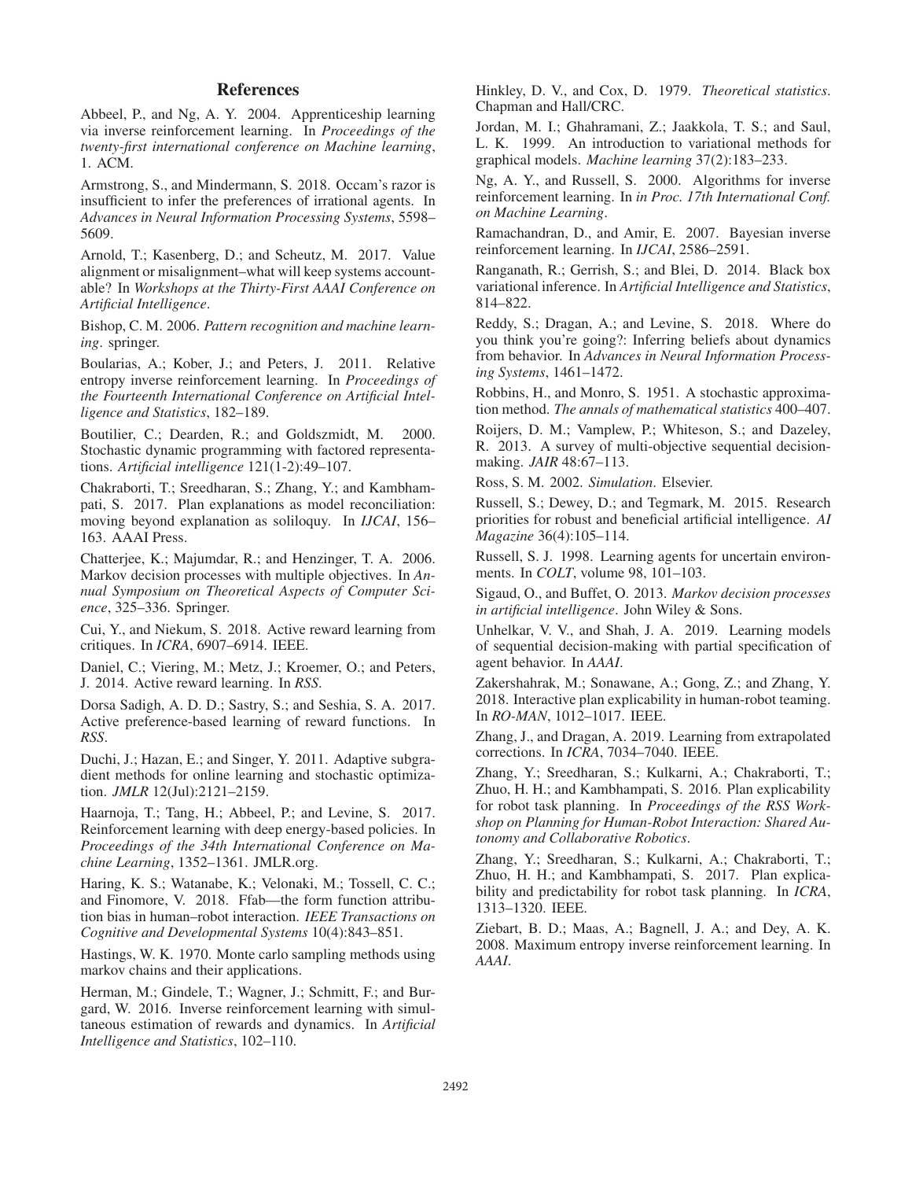## References

Abbeel, P., and Ng, A. Y. 2004. Apprenticeship learning via inverse reinforcement learning. In *Proceedings of the twenty-first international conference on Machine learning*, 1. ACM.

Armstrong, S., and Mindermann, S. 2018. Occam's razor is insufficient to infer the preferences of irrational agents. In *Advances in Neural Information Processing Systems*, 5598–5609.

Arnold, T.; Kasenberg, D.; and Scheutz, M. 2017. Value alignment or misalignment–what will keep systems accountable? In *Workshops at the Thirty-First AAAI Conference on Artificial Intelligence*.

Bishop, C. M. 2006. *Pattern recognition and machine learning*. springer.

Boularias, A.; Kober, J.; and Peters, J. 2011. Relative entropy inverse reinforcement learning. In *Proceedings of the Fourteenth International Conference on Artificial Intelligence and Statistics*, 182–189.

Boutilier, C.; Dearden, R.; and Goldszmidt, M. 2000. Stochastic dynamic programming with factored representations. *Artificial intelligence* 121(1-2):49–107.

Chakraborti, T.; Sreedharan, S.; Zhang, Y.; and Kambhampati, S. 2017. Plan explanations as model reconciliation: moving beyond explanation as soliloquy. In *IJCAI*, 156–163. AAAI Press.

Chatterjee, K.; Majumdar, R.; and Henzinger, T. A. 2006. Markov decision processes with multiple objectives. In *Annual Symposium on Theoretical Aspects of Computer Science*, 325–336. Springer.

Cui, Y., and Niekum, S. 2018. Active reward learning from critiques. In *ICRA*, 6907–6914. IEEE.

Daniel, C.; Viering, M.; Metz, J.; Kroemer, O.; and Peters, J. 2014. Active reward learning. In *RSS*.

Dorsa Sadigh, A. D. D.; Sastry, S.; and Seshia, S. A. 2017. Active preference-based learning of reward functions. In *RSS*.

Duchi, J.; Hazan, E.; and Singer, Y. 2011. Adaptive subgradient methods for online learning and stochastic optimization. *JMLR* 12(Jul):2121–2159.

Haarnoja, T.; Tang, H.; Abbeel, P.; and Levine, S. 2017. Reinforcement learning with deep energy-based policies. In *Proceedings of the 34th International Conference on Machine Learning*, 1352–1361. JMLR.org.

Haring, K. S.; Watanabe, K.; Velonaki, M.; Tossell, C. C.; and Finomore, V. 2018. Ffab—the form function attribution bias in human–robot interaction. *IEEE Transactions on Cognitive and Developmental Systems* 10(4):843–851.

Hastings, W. K. 1970. Monte carlo sampling methods using markov chains and their applications.

Herman, M.; Gindele, T.; Wagner, J.; Schmitt, F.; and Burgard, W. 2016. Inverse reinforcement learning with simultaneous estimation of rewards and dynamics. In *Artificial Intelligence and Statistics*, 102–110.

Hinkley, D. V., and Cox, D. 1979. *Theoretical statistics*. Chapman and Hall/CRC.

Jordan, M. I.; Ghahramani, Z.; Jaakkola, T. S.; and Saul, L. K. 1999. An introduction to variational methods for graphical models. *Machine learning* 37(2):183–233.

Ng, A. Y., and Russell, S. 2000. Algorithms for inverse reinforcement learning. In *in Proc. 17th International Conf. on Machine Learning*.

Ramachandran, D., and Amir, E. 2007. Bayesian inverse reinforcement learning. In *IJCAI*, 2586–2591.

Ranganath, R.; Gerrish, S.; and Blei, D. 2014. Black box variational inference. In *Artificial Intelligence and Statistics*, 814–822.

Reddy, S.; Dragan, A.; and Levine, S. 2018. Where do you think you're going?: Inferring beliefs about dynamics from behavior. In *Advances in Neural Information Processing Systems*, 1461–1472.

Robbins, H., and Monro, S. 1951. A stochastic approximation method. *The annals of mathematical statistics* 400–407.

Roijers, D. M.; Vamplew, P.; Whiteson, S.; and Dazeley, R. 2013. A survey of multi-objective sequential decision-making. *JAIR* 48:67–113.

Ross, S. M. 2002. *Simulation*. Elsevier.

Russell, S.; Dewey, D.; and Tegmark, M. 2015. Research priorities for robust and beneficial artificial intelligence. *AI Magazine* 36(4):105–114.

Russell, S. J. 1998. Learning agents for uncertain environments. In *COLT*, volume 98, 101–103.

Sigaud, O., and Buffet, O. 2013. *Markov decision processes in artificial intelligence*. John Wiley & Sons.

Unhelkar, V. V., and Shah, J. A. 2019. Learning models of sequential decision-making with partial specification of agent behavior. In *AAAI*.

Zakershahrak, M.; Sonawane, A.; Gong, Z.; and Zhang, Y. 2018. Interactive plan explicability in human-robot teaming. In *RO-MAN*, 1012–1017. IEEE.

Zhang, J., and Dragan, A. 2019. Learning from extrapolated corrections. In *ICRA*, 7034–7040. IEEE.

Zhang, Y.; Sreedharan, S.; Kulkarni, A.; Chakraborti, T.; Zhuo, H. H.; and Kambhampati, S. 2016. Plan explicability for robot task planning. In *Proceedings of the RSS Workshop on Planning for Human-Robot Interaction: Shared Autonomy and Collaborative Robotics*.

Zhang, Y.; Sreedharan, S.; Kulkarni, A.; Chakraborti, T.; Zhuo, H. H.; and Kambhampati, S. 2017. Plan explicability and predictability for robot task planning. In *ICRA*, 1313–1320. IEEE.

Ziebart, B. D.; Maas, A.; Bagnell, J. A.; and Dey, A. K. 2008. Maximum entropy inverse reinforcement learning. In *AAAI*.